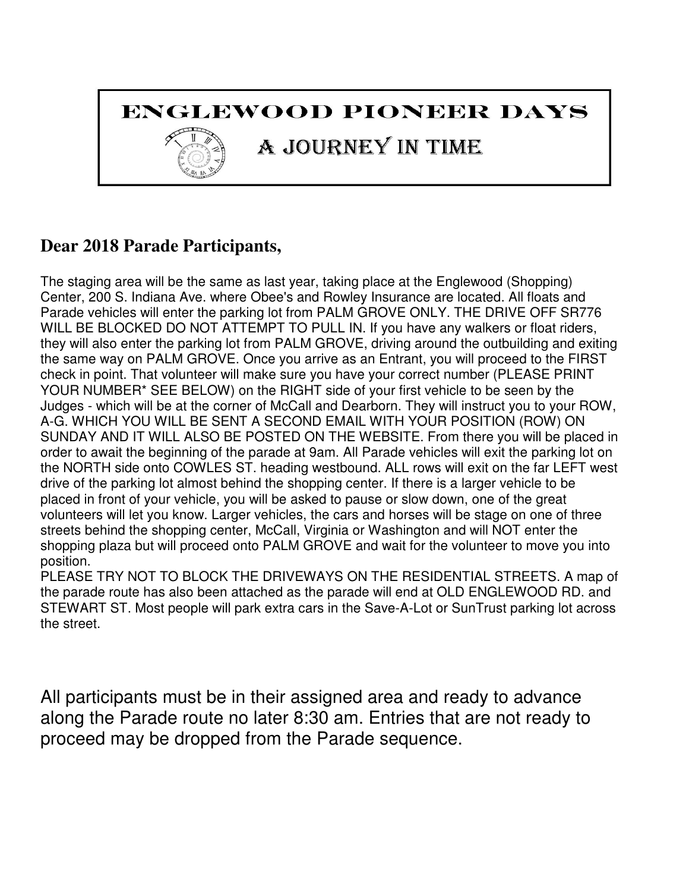# ENGLEWOOD PIONEER DAYS

## A JOURNEY IN TIME

**Dear 2018 Parade Participants,**

The staging area will be the same as last year, taking place at the Englewood (Shopping) Center, 200 S. Indiana Ave. where Obee's and Rowley Insurance are located. All floats and Parade vehicles will enter the parking lot from PALM GROVE ONLY. THE DRIVE OFF SR776 WILL BE BLOCKED DO NOT ATTEMPT TO PULL IN. If you have any walkers or float riders, they will also enter the parking lot from PALM GROVE, driving around the outbuilding and exiting the same way on PALM GROVE. Once you arrive as an Entrant, you will proceed to the FIRST check in point. That volunteer will make sure you have your correct number (PLEASE PRINT YOUR NUMBER* SEE BELOW) on the RIGHT side of your first vehicle to be seen by the Judges - which will be at the corner of McCall and Dearborn. They will instruct you to your ROW, A-G. WHICH YOU WILL BE SENT A SECOND EMAIL WITH YOUR POSITION (ROW) ON SUNDAY AND IT WILL ALSO BE POSTED ON THE WEBSITE. From there you will be placed in order to await the beginning of the parade at 9am. All Parade vehicles will exit the parking lot on the NORTH side onto COWLES ST. heading westbound. ALL rows will exit on the far LEFT west drive of the parking lot almost behind the shopping center. If there is a larger vehicle to be placed in front of your vehicle, you will be asked to pause or slow down, one of the great volunteers will let you know. Larger vehicles, the cars and horses will be stage on one of three streets behind the shopping center, McCall, Virginia or Washington and will NOT enter the shopping plaza but will proceed onto PALM GROVE and wait for the volunteer to move you into position.

PLEASE TRY NOT TO BLOCK THE DRIVEWAYS ON THE RESIDENTIAL STREETS. A map of the parade route has also been attached as the parade will end at OLD ENGLEWOOD RD. and STEWART ST. Most people will park extra cars in the Save-A-Lot or SunTrust parking lot across the street.

All participants must be in their assigned area and ready to advance along the Parade route no later 8:30 am. Entries that are not ready to proceed may be dropped from the Parade sequence.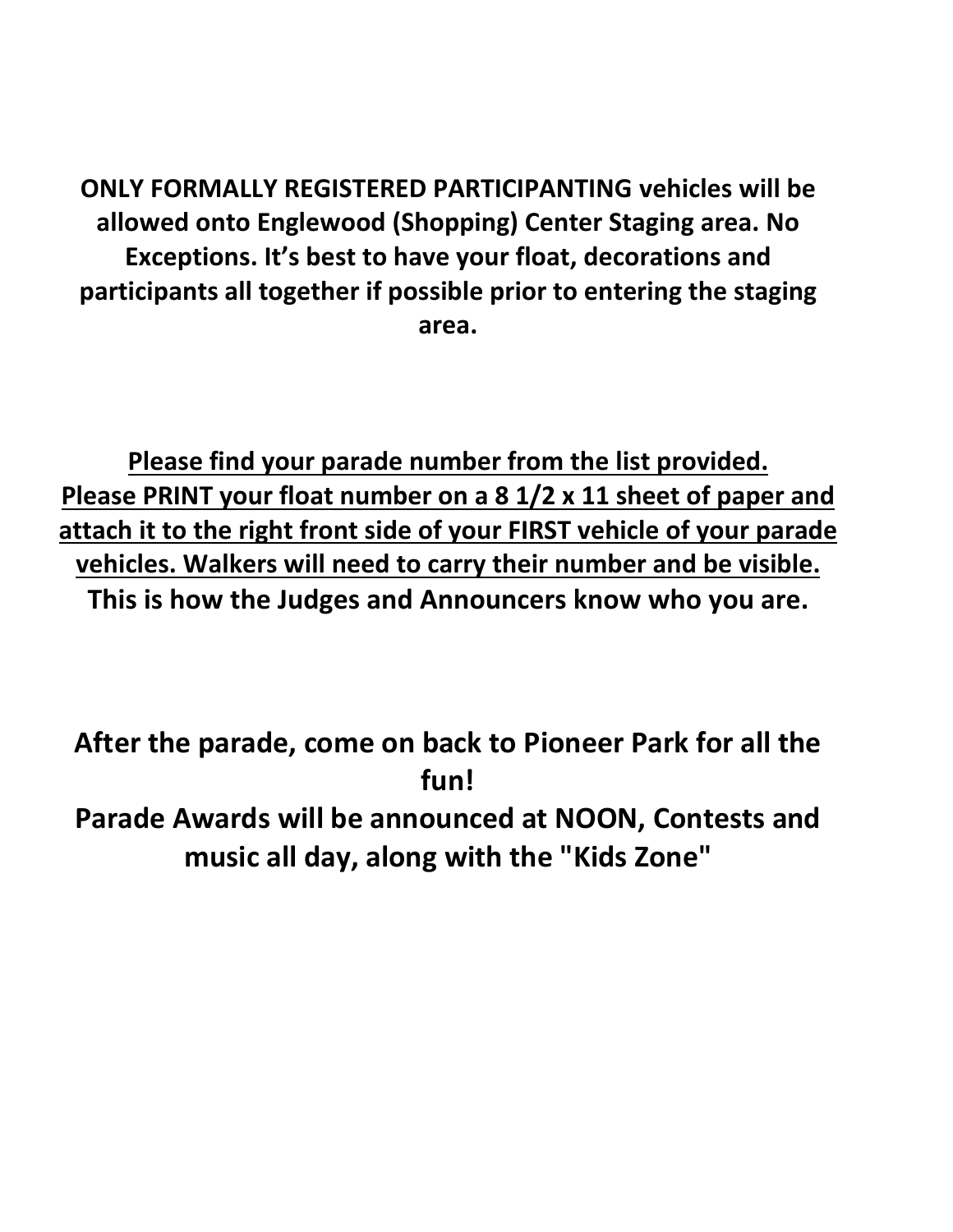**ONLY FORMALLY REGISTERED PARTICIPANTING vehicles will be allowed onto Englewood (Shopping) Center Staging area. No Exceptions. It's best to have your float, decorations and participants all together if possible prior to entering the staging area.**

<u>**Please find your parade number from the list provided.**</u>
<u>**Please PRINT your float number on a 8 1/2 x 11 sheet of paper and attach it to the right front side of your FIRST vehicle of your parade vehicles. Walkers will need to carry their number and be visible.**</u>
**This is how the Judges and Announcers know who you are.**

**After the parade, come on back to Pioneer Park for all the fun!**
**Parade Awards will be announced at NOON, Contests and music all day, along with the "Kids Zone"**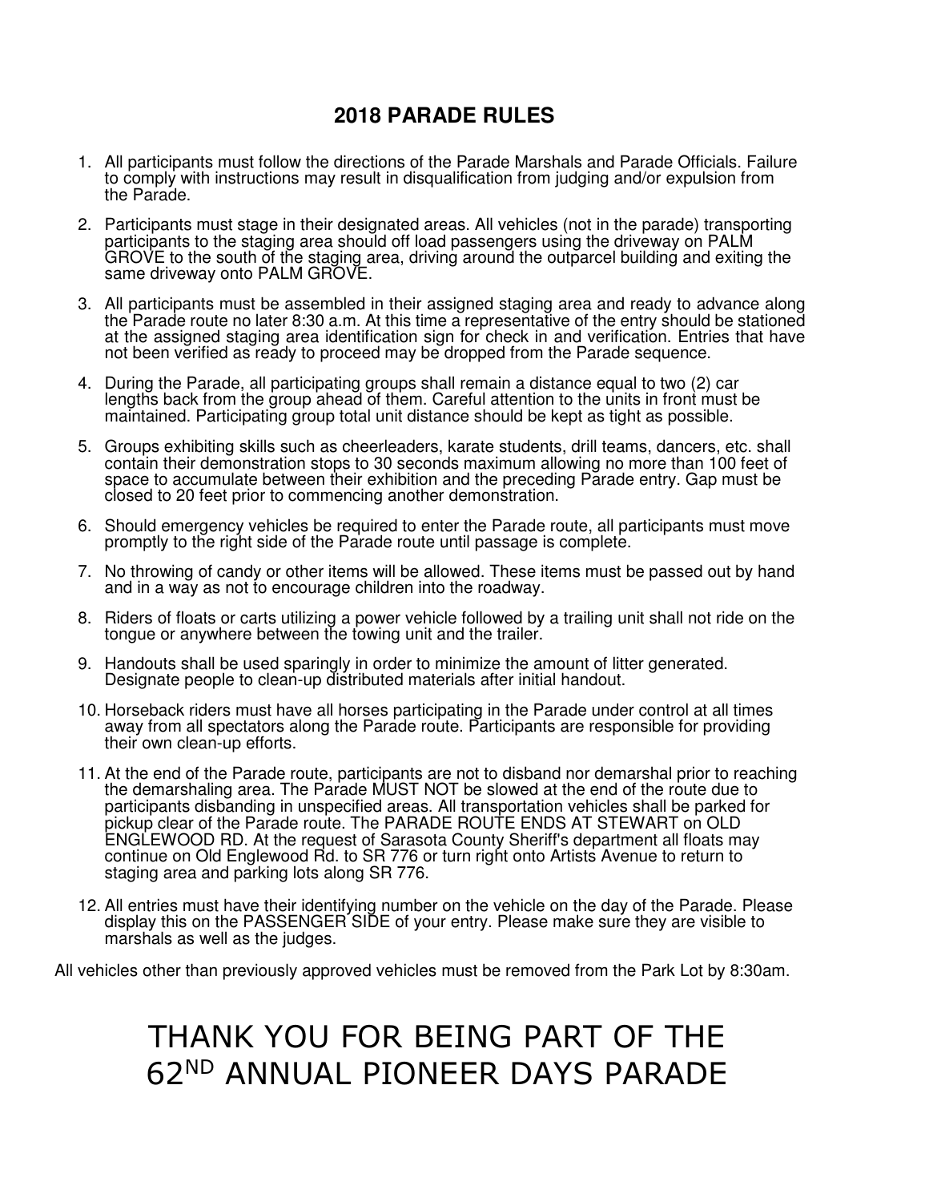## 2018 PARADE RULES

1. All participants must follow the directions of the Parade Marshals and Parade Officials. Failure to comply with instructions may result in disqualification from judging and/or expulsion from the Parade.
2. Participants must stage in their designated areas. All vehicles (not in the parade) transporting participants to the staging area should off load passengers using the driveway on PALM GROVE to the south of the staging area, driving around the outparcel building and exiting the same driveway onto PALM GROVE.
3. All participants must be assembled in their assigned staging area and ready to advance along the Parade route no later 8:30 a.m. At this time a representative of the entry should be stationed at the assigned staging area identification sign for check in and verification. Entries that have not been verified as ready to proceed may be dropped from the Parade sequence.
4. During the Parade, all participating groups shall remain a distance equal to two (2) car lengths back from the group ahead of them. Careful attention to the units in front must be maintained. Participating group total unit distance should be kept as tight as possible.
5. Groups exhibiting skills such as cheerleaders, karate students, drill teams, dancers, etc. shall contain their demonstration stops to 30 seconds maximum allowing no more than 100 feet of space to accumulate between their exhibition and the preceding Parade entry. Gap must be closed to 20 feet prior to commencing another demonstration.
6. Should emergency vehicles be required to enter the Parade route, all participants must move promptly to the right side of the Parade route until passage is complete.
7. No throwing of candy or other items will be allowed. These items must be passed out by hand and in a way as not to encourage children into the roadway.
8. Riders of floats or carts utilizing a power vehicle followed by a trailing unit shall not ride on the tongue or anywhere between the towing unit and the trailer.
9. Handouts shall be used sparingly in order to minimize the amount of litter generated. Designate people to clean-up distributed materials after initial handout.
10. Horseback riders must have all horses participating in the Parade under control at all times away from all spectators along the Parade route. Participants are responsible for providing their own clean-up efforts.
11. At the end of the Parade route, participants are not to disband nor demarshal prior to reaching the demarshaling area. The Parade MUST NOT be slowed at the end of the route due to participants disbanding in unspecified areas. All transportation vehicles shall be parked for pickup clear of the Parade route. The PARADE ROUTE ENDS AT STEWART on OLD ENGLEWOOD RD. At the request of Sarasota County Sheriff's department all floats may continue on Old Englewood Rd. to SR 776 or turn right onto Artists Avenue to return to staging area and parking lots along SR 776.
12. All entries must have their identifying number on the vehicle on the day of the Parade. Please display this on the PASSENGER SIDE of your entry. Please make sure they are visible to marshals as well as the judges.

All vehicles other than previously approved vehicles must be removed from the Park Lot by 8:30am.

# THANK YOU FOR BEING PART OF THE 62ND ANNUAL PIONEER DAYS PARADE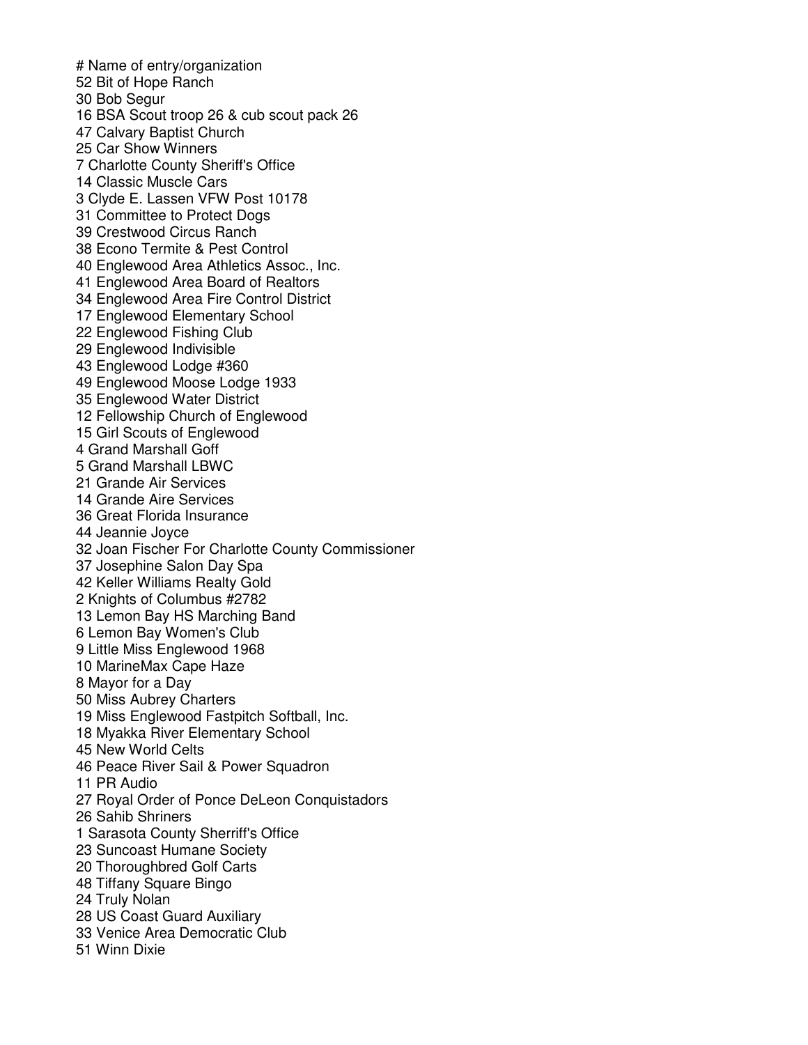| # | Name of entry/organization |
|---|---|
| 52 | Bit of Hope Ranch |
| 30 | Bob Segur |
| 16 | BSA Scout troop 26 & cub scout pack 26 |
| 47 | Calvary Baptist Church |
| 25 | Car Show Winners |
| 7 | Charlotte County Sheriff's Office |
| 14 | Classic Muscle Cars |
| 3 | Clyde E. Lassen VFW Post 10178 |
| 31 | Committee to Protect Dogs |
| 39 | Crestwood Circus Ranch |
| 38 | Econo Termite & Pest Control |
| 40 | Englewood Area Athletics Assoc., Inc. |
| 41 | Englewood Area Board of Realtors |
| 34 | Englewood Area Fire Control District |
| 17 | Englewood Elementary School |
| 22 | Englewood Fishing Club |
| 29 | Englewood Indivisible |
| 43 | Englewood Lodge #360 |
| 49 | Englewood Moose Lodge 1933 |
| 35 | Englewood Water District |
| 12 | Fellowship Church of Englewood |
| 15 | Girl Scouts of Englewood |
| 4 | Grand Marshall Goff |
| 5 | Grand Marshall LBWC |
| 21 | Grande Air Services |
| 14 | Grande Aire Services |
| 36 | Great Florida Insurance |
| 44 | Jeannie Joyce |
| 32 | Joan Fischer For Charlotte County Commissioner |
| 37 | Josephine Salon Day Spa |
| 42 | Keller Williams Realty Gold |
| 2 | Knights of Columbus #2782 |
| 13 | Lemon Bay HS Marching Band |
| 6 | Lemon Bay Women's Club |
| 9 | Little Miss Englewood 1968 |
| 10 | MarineMax Cape Haze |
| 8 | Mayor for a Day |
| 50 | Miss Aubrey Charters |
| 19 | Miss Englewood Fastpitch Softball, Inc. |
| 18 | Myakka River Elementary School |
| 45 | New World Celts |
| 46 | Peace River Sail & Power Squadron |
| 11 | PR Audio |
| 27 | Royal Order of Ponce DeLeon Conquistadors |
| 26 | Sahib Shriners |
| 1 | Sarasota County Sherriff's Office |
| 23 | Suncoast Humane Society |
| 20 | Thoroughbred Golf Carts |
| 48 | Tiffany Square Bingo |
| 24 | Truly Nolan |
| 28 | US Coast Guard Auxiliary |
| 33 | Venice Area Democratic Club |
| 51 | Winn Dixie |